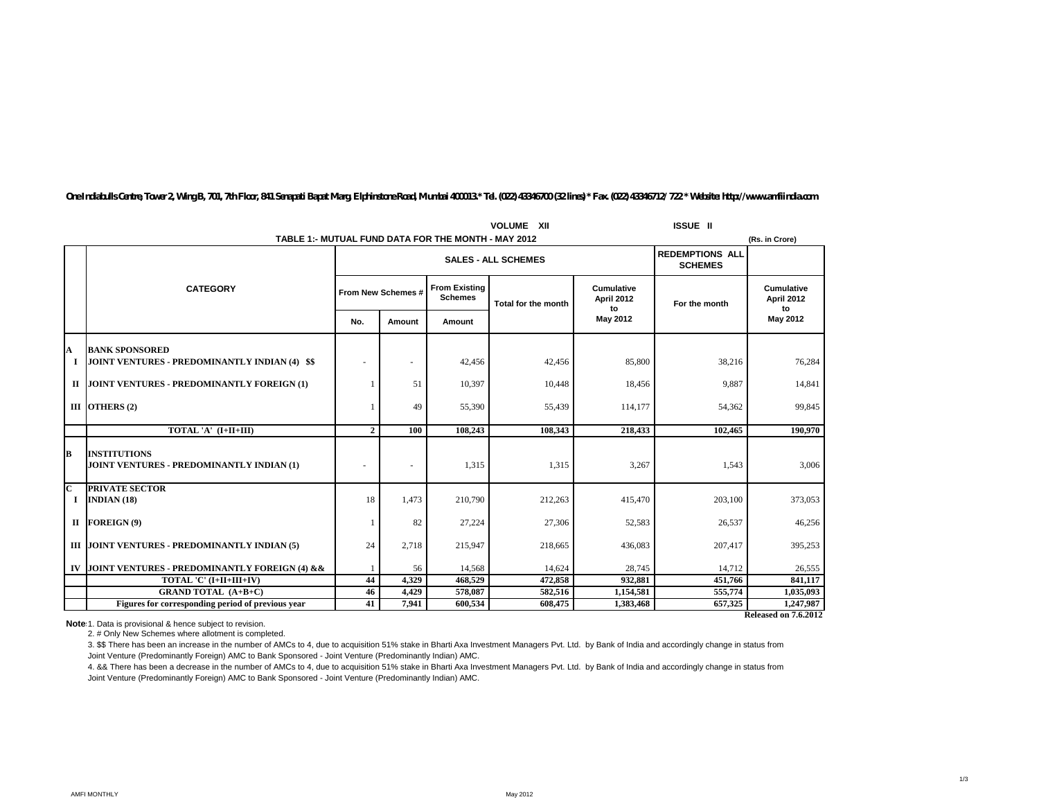One Indiabulls Centre, Tower 2, Wing B, 701, 7th Floor, 841 Senapati Bapat Marg, Elphinstone Road, Mumbai 400013.* Tel. (022) 43346700 (32 lines) * Fax. (022) 43346712/ 722 * Website: http://www.amfiindia.com

VOLUME XII ISSUE II

## TABLE 1:- MUTUAL FUND DATA FOR THE MONTH - MAY 2012

(Rs. in Crore)

| | CATEGORY | SALES - ALL SCHEMES | | | | | REDEMPTIONS ALL SCHEMES | |
|---|---|---|---|---|---|---|---|---|
| | | From New Schemes # | | From Existing Schemes | Total for the month | Cumulative April 2012 to May 2012 | For the month | Cumulative April 2012 to May 2012 |
| | | No. | Amount | Amount | | | | |
| **A** | **BANK SPONSORED** | | | | | | | |
| **I** | **JOINT VENTURES - PREDOMINANTLY INDIAN (4) $$** | - | - | 42,456 | 42,456 | 85,800 | 38,216 | 76,284 |
| **II** | **JOINT VENTURES - PREDOMINANTLY FOREIGN (1)** | 1 | 51 | 10,397 | 10,448 | 18,456 | 9,887 | 14,841 |
| **III** | **OTHERS (2)** | 1 | 49 | 55,390 | 55,439 | 114,177 | 54,362 | 99,845 |
| | **TOTAL 'A' (I+II+III)** | **2** | **100** | **108,243** | **108,343** | **218,433** | **102,465** | **190,970** |
| **B** | **INSTITUTIONS** | | | | | | | |
| | **JOINT VENTURES - PREDOMINANTLY INDIAN (1)** | - | - | 1,315 | 1,315 | 3,267 | 1,543 | 3,006 |
| **C** | **PRIVATE SECTOR** | | | | | | | |
| **I** | **INDIAN (18)** | 18 | 1,473 | 210,790 | 212,263 | 415,470 | 203,100 | 373,053 |
| **II** | **FOREIGN (9)** | 1 | 82 | 27,224 | 27,306 | 52,583 | 26,537 | 46,256 |
| **III** | **JOINT VENTURES - PREDOMINANTLY INDIAN (5)** | 24 | 2,718 | 215,947 | 218,665 | 436,083 | 207,417 | 395,253 |
| **IV** | **JOINT VENTURES - PREDOMINANTLY FOREIGN (4) &&** | 1 | 56 | 14,568 | 14,624 | 28,745 | 14,712 | 26,555 |
| | **TOTAL 'C' (I+II+III+IV)** | **44** | **4,329** | **468,529** | **472,858** | **932,881** | **451,766** | **841,117** |
| | **GRAND TOTAL (A+B+C)** | **46** | **4,429** | **578,087** | **582,516** | **1,154,581** | **555,774** | **1,035,093** |
| | **Figures for corresponding period of previous year** | **41** | **7,941** | **600,534** | **608,475** | **1,383,468** | **657,325** | **1,247,987** |

**Released on 7.6.2012**

**Notes:** 1. Data is provisional & hence subject to revision.

2. # Only New Schemes where allotment is completed.

3. $$ There has been an increase in the number of AMCs to 4, due to acquisition 51% stake in Bharti Axa Investment Managers Pvt. Ltd. by Bank of India and accordingly change in status from Joint Venture (Predominantly Foreign) AMC to Bank Sponsored - Joint Venture (Predominantly Indian) AMC.

4. && There has been a decrease in the number of AMCs to 4, due to acquisition 51% stake in Bharti Axa Investment Managers Pvt. Ltd. by Bank of India and accordingly change in status from Joint Venture (Predominantly Foreign) AMC to Bank Sponsored - Joint Venture (Predominantly Indian) AMC.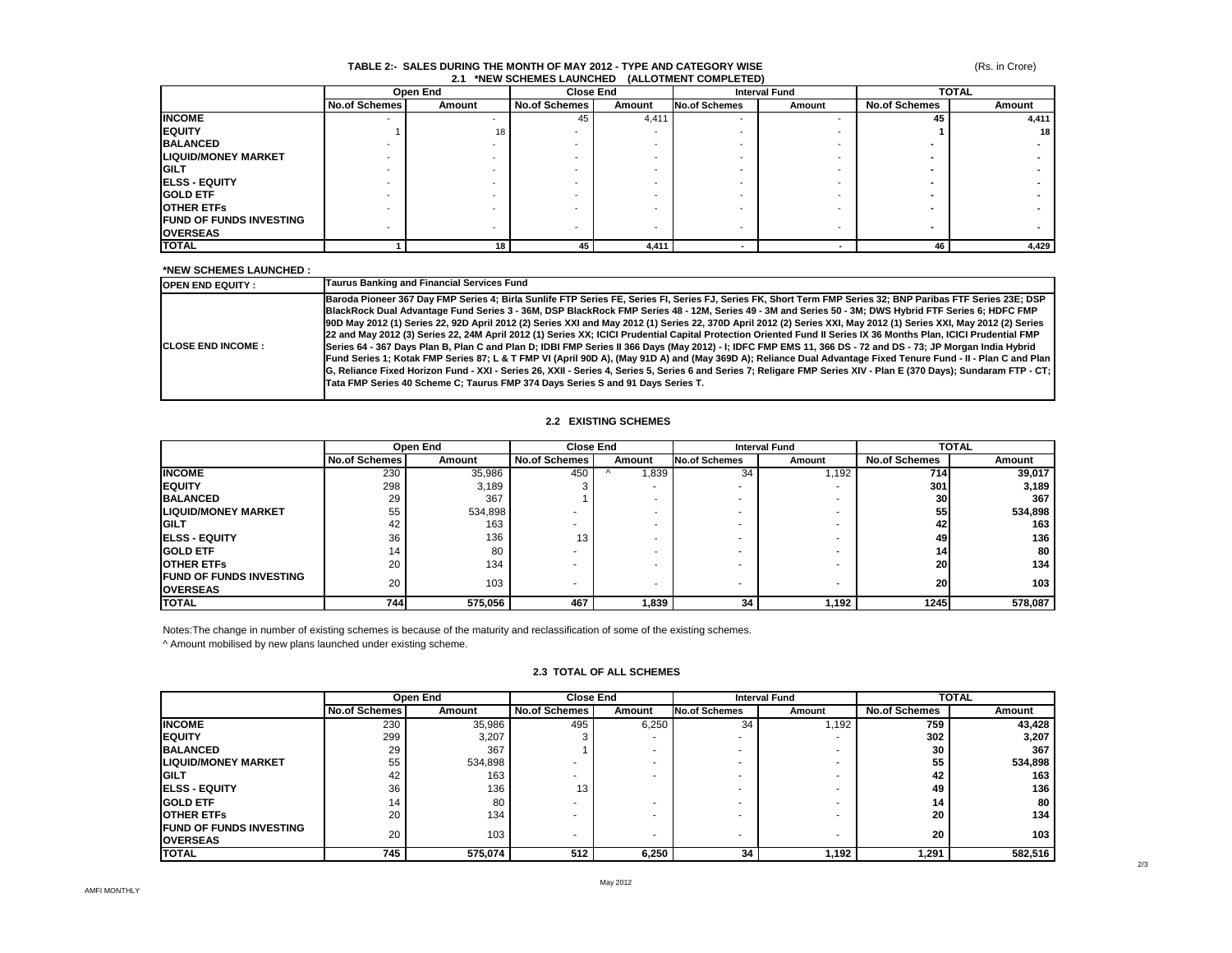# TABLE 2:- SALES DURING THE MONTH OF MAY 2012 - TYPE AND CATEGORY WISE

(Rs. in Crore)

## 2.1 *NEW SCHEMES LAUNCHED (ALLOTMENT COMPLETED)

| | Open End | | Close End | | Interval Fund | | TOTAL | |
|---|---|---|---|---|---|---|---|---|
| | No.of Schemes | Amount | No.of Schemes | Amount | No.of Schemes | Amount | No.of Schemes | Amount |
| **INCOME** | - | - | 45 | 4,411 | - | - | **45** | **4,411** |
| **EQUITY** | 1 | 18 | - | - | - | - | **1** | **18** |
| **BALANCED** | - | - | - | - | - | - | **-** | **-** |
| **LIQUID/MONEY MARKET** | - | - | - | - | - | - | **-** | **-** |
| **GILT** | - | - | - | - | - | - | **-** | **-** |
| **ELSS - EQUITY** | - | - | - | - | - | - | **-** | **-** |
| **GOLD ETF** | - | - | - | - | - | - | **-** | **-** |
| **OTHER ETFs** | - | - | - | - | - | - | **-** | **-** |
| **FUND OF FUNDS INVESTING OVERSEAS** | - | - | - | - | - | - | **-** | **-** |
| **TOTAL** | **1** | **18** | **45** | **4,411** | **-** | **-** | **46** | **4,429** |

**\*NEW SCHEMES LAUNCHED :**

| | |
|---|---|
| **OPEN END EQUITY :** | **Taurus Banking and Financial Services Fund** |
| **CLOSE END INCOME :** | **Baroda Pioneer 367 Day FMP Series 4; Birla Sunlife FTP Series FE, Series FI, Series FJ, Series FK, Short Term FMP Series 32; BNP Paribas FTF Series 23E; DSP BlackRock Dual Advantage Fund Series 3 - 36M, DSP BlackRock FMP Series 48 - 12M, Series 49 - 3M and Series 50 - 3M; DWS Hybrid FTF Series 6; HDFC FMP 90D May 2012 (1) Series 22, 92D April 2012 (2) Series XXI and May 2012 (1) Series 22, 370D April 2012 (2) Series XXI, May 2012 (1) Series XXI, May 2012 (2) Series 22 and May 2012 (3) Series 22, 24M April 2012 (1) Series XX; ICICI Prudential Capital Protection Oriented Fund II Series IX 36 Months Plan, ICICI Prudential FMP Series 64 - 367 Days Plan B, Plan C and Plan D; IDBI FMP Series II 366 Days (May 2012) - I; IDFC FMP EMS 11, 366 DS - 72 and DS - 73; JP Morgan India Hybrid Fund Series 1; Kotak FMP Series 87; L & T FMP VI (April 90D A), (May 91D A) and (May 369D A); Reliance Dual Advantage Fixed Tenure Fund - II - Plan C and Plan G, Reliance Fixed Horizon Fund - XXI - Series 26, XXII - Series 4, Series 5, Series 6 and Series 7; Religare FMP Series XIV - Plan E (370 Days); Sundaram FTP - CT; Tata FMP Series 40 Scheme C; Taurus FMP 374 Days Series S and 91 Days Series T.** |

## 2.2 EXISTING SCHEMES

| | Open End | | Close End | | Interval Fund | | TOTAL | |
|---|---|---|---|---|---|---|---|---|
| | No.of Schemes | Amount | No.of Schemes | Amount | No.of Schemes | Amount | No.of Schemes | Amount |
| **INCOME** | 230 | 35,986 | 450 | ^ 1,839 | 34 | 1,192 | **714** | **39,017** |
| **EQUITY** | 298 | 3,189 | 3 | - | - | - | **301** | **3,189** |
| **BALANCED** | 29 | 367 | 1 | - | - | - | **30** | **367** |
| **LIQUID/MONEY MARKET** | 55 | 534,898 | - | - | - | - | **55** | **534,898** |
| **GILT** | 42 | 163 | - | - | - | - | **42** | **163** |
| **ELSS - EQUITY** | 36 | 136 | 13 | - | - | - | **49** | **136** |
| **GOLD ETF** | 14 | 80 | - | - | - | - | **14** | **80** |
| **OTHER ETFs** | 20 | 134 | - | - | - | - | **20** | **134** |
| **FUND OF FUNDS INVESTING OVERSEAS** | 20 | 103 | - | - | - | - | **20** | **103** |
| **TOTAL** | **744** | **575,056** | **467** | **1,839** | **34** | **1,192** | **1245** | **578,087** |

Notes:The change in number of existing schemes is because of the maturity and reclassification of some of the existing schemes.

^ Amount mobilised by new plans launched under existing scheme.

## 2.3 TOTAL OF ALL SCHEMES

| | Open End | | Close End | | Interval Fund | | TOTAL | |
|---|---|---|---|---|---|---|---|---|
| | No.of Schemes | Amount | No.of Schemes | Amount | No.of Schemes | Amount | No.of Schemes | Amount |
| **INCOME** | 230 | 35,986 | 495 | 6,250 | 34 | 1,192 | **759** | **43,428** |
| **EQUITY** | 299 | 3,207 | 3 | - | - | - | **302** | **3,207** |
| **BALANCED** | 29 | 367 | 1 | - | - | - | **30** | **367** |
| **LIQUID/MONEY MARKET** | 55 | 534,898 | - | - | - | - | **55** | **534,898** |
| **GILT** | 42 | 163 | - | - | - | - | **42** | **163** |
| **ELSS - EQUITY** | 36 | 136 | 13 | | - | - | **49** | **136** |
| **GOLD ETF** | 14 | 80 | - | - | - | - | **14** | **80** |
| **OTHER ETFs** | 20 | 134 | - | - | - | - | **20** | **134** |
| **FUND OF FUNDS INVESTING OVERSEAS** | 20 | 103 | - | - | - | - | **20** | **103** |
| **TOTAL** | **745** | **575,074** | **512** | **6,250** | **34** | **1,192** | **1,291** | **582,516** |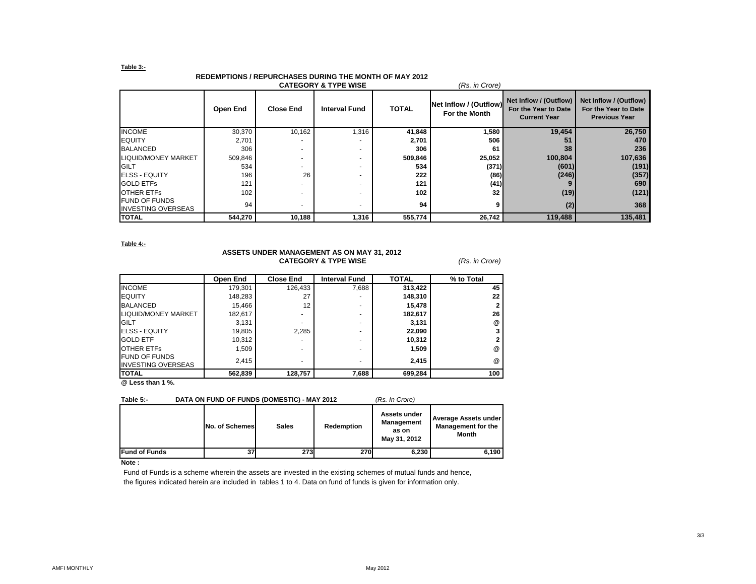**Table 3:-**

## REDEMPTIONS / REPURCHASES DURING THE MONTH OF MAY 2012
### CATEGORY & TYPE WISE

*(Rs. in Crore)*

| | Open End | Close End | Interval Fund | TOTAL | Net Inflow / (Outflow) For the Month | Net Inflow / (Outflow) For the Year to Date Current Year | Net Inflow / (Outflow) For the Year to Date Previous Year |
|---|---|---|---|---|---|---|---|
| INCOME | 30,370 | 10,162 | 1,316 | **41,848** | **1,580** | **19,454** | **26,750** |
| EQUITY | 2,701 | - | - | **2,701** | **506** | **51** | **470** |
| BALANCED | 306 | - | - | **306** | **61** | **38** | **236** |
| LIQUID/MONEY MARKET | 509,846 | - | - | **509,846** | **25,052** | **100,804** | **107,636** |
| GILT | 534 | - | - | **534** | **(371)** | **(601)** | **(191)** |
| ELSS - EQUITY | 196 | 26 | - | **222** | **(86)** | **(246)** | **(357)** |
| GOLD ETFs | 121 | - | - | **121** | **(41)** | **9** | **690** |
| OTHER ETFs | 102 | - | - | **102** | **32** | **(19)** | **(121)** |
| FUND OF FUNDS INVESTING OVERSEAS | 94 | - | - | **94** | **9** | **(2)** | **368** |
| **TOTAL** | **544,270** | **10,188** | **1,316** | **555,774** | **26,742** | **119,488** | **135,481** |

**Table 4:-**

## ASSETS UNDER MANAGEMENT AS ON MAY 31, 2012
### CATEGORY & TYPE WISE

*(Rs. in Crore)*

| | Open End | Close End | Interval Fund | TOTAL | % to Total |
|---|---|---|---|---|---|
| INCOME | 179,301 | 126,433 | 7,688 | **313,422** | **45** |
| EQUITY | 148,283 | 27 | - | **148,310** | **22** |
| BALANCED | 15,466 | 12 | - | **15,478** | **2** |
| LIQUID/MONEY MARKET | 182,617 | - | - | **182,617** | **26** |
| GILT | 3,131 | - | - | **3,131** | **@** |
| ELSS - EQUITY | 19,805 | 2,285 | - | **22,090** | **3** |
| GOLD ETF | 10,312 | - | - | **10,312** | **2** |
| OTHER ETFs | 1,509 | - | - | **1,509** | **@** |
| FUND OF FUNDS INVESTING OVERSEAS | 2,415 | - | - | **2,415** | **@** |
| **TOTAL** | **562,839** | **128,757** | **7,688** | **699,284** | **100** |

**@ Less than 1 %.**

**Table 5:- DATA ON FUND OF FUNDS (DOMESTIC) - MAY 2012** *(Rs. In Crore)*

| | No. of Schemes | Sales | Redemption | Assets under Management as on May 31, 2012 | Average Assets under Management for the Month |
|---|---|---|---|---|---|
| **Fund of Funds** | **37** | **273** | **270** | **6,230** | **6,190** |

**Note :**

Fund of Funds is a scheme wherein the assets are invested in the existing schemes of mutual funds and hence, the figures indicated herein are included in tables 1 to 4. Data on fund of funds is given for information only.